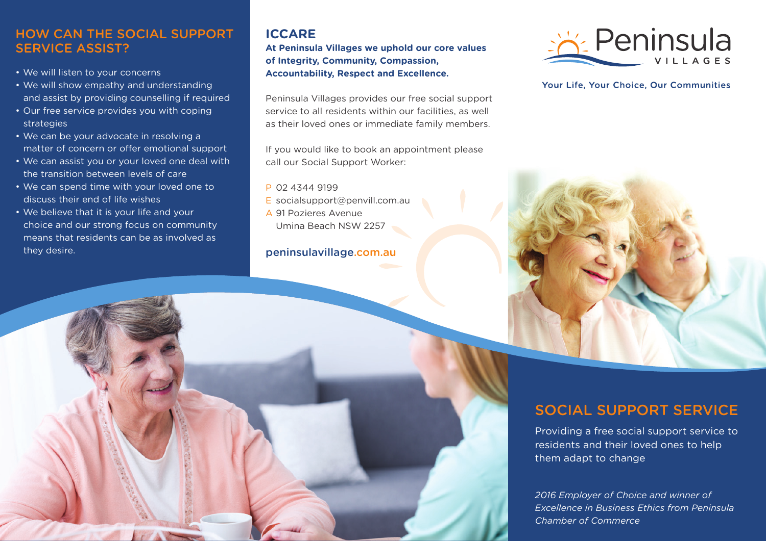## HOW CAN THE SOCIAL SUPPORT SERVICE ASSIST?

- We will listen to your concerns
- We will show empathy and understanding and assist by providing counselling if required
- Our free service provides you with coping strategies
- We can be your advocate in resolving a matter of concern or offer emotional support
- We can assist you or your loved one deal with the transition between levels of care
- We can spend time with your loved one to discuss their end of life wishes
- We believe that it is your life and your choice and our strong focus on community means that residents can be as involved as they desire.

## ICCARE

**At Peninsula Villages we uphold our core values of Integrity, Community, Compassion, Accountability, Respect and Excellence.**

Peninsula Villages provides our free social support service to all residents within our facilities, as well as their loved ones or immediate family members.

If you would like to book an appointment please call our Social Support Worker:

P 02 4344 9199
E socialsupport@penvill.com.au
A 91 Pozieres Avenue
Umina Beach NSW 2257

peninsulavillage.com.au

Peninsula VILLAGES

Your Life, Your Choice, Our Communities

## SOCIAL SUPPORT SERVICE

Providing a free social support service to residents and their loved ones to help them adapt to change

*2016 Employer of Choice and winner of Excellence in Business Ethics from Peninsula Chamber of Commerce*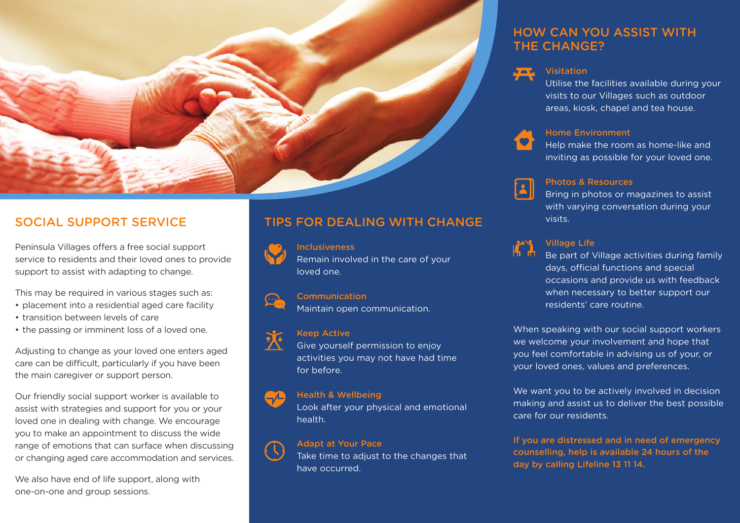## SOCIAL SUPPORT SERVICE

Peninsula Villages offers a free social support service to residents and their loved ones to provide support to assist with adapting to change.

This may be required in various stages such as:

- placement into a residential aged care facility
- transition between levels of care
- the passing or imminent loss of a loved one.

Adjusting to change as your loved one enters aged care can be difficult, particularly if you have been the main caregiver or support person.

Our friendly social support worker is available to assist with strategies and support for you or your loved one in dealing with change. We encourage you to make an appointment to discuss the wide range of emotions that can surface when discussing or changing aged care accommodation and services.

We also have end of life support, along with one-on-one and group sessions.

## TIPS FOR DEALING WITH CHANGE

### Inclusiveness
Remain involved in the care of your loved one.

### Communication
Maintain open communication.

### Keep Active
Give yourself permission to enjoy activities you may not have had time for before.

### Health & Wellbeing
Look after your physical and emotional health.

### Adapt at Your Pace
Take time to adjust to the changes that have occurred.

## HOW CAN YOU ASSIST WITH THE CHANGE?

### Visitation
Utilise the facilities available during your visits to our Villages such as outdoor areas, kiosk, chapel and tea house.

### Home Environment
Help make the room as home-like and inviting as possible for your loved one.

### Photos & Resources
Bring in photos or magazines to assist with varying conversation during your visits.

### Village Life
Be part of Village activities during family days, official functions and special occasions and provide us with feedback when necessary to better support our residents' care routine.

When speaking with our social support workers we welcome your involvement and hope that you feel comfortable in advising us of your, or your loved ones, values and preferences.

We want you to be actively involved in decision making and assist us to deliver the best possible care for our residents.

**If you are distressed and in need of emergency counselling, help is available 24 hours of the day by calling Lifeline 13 11 14.**